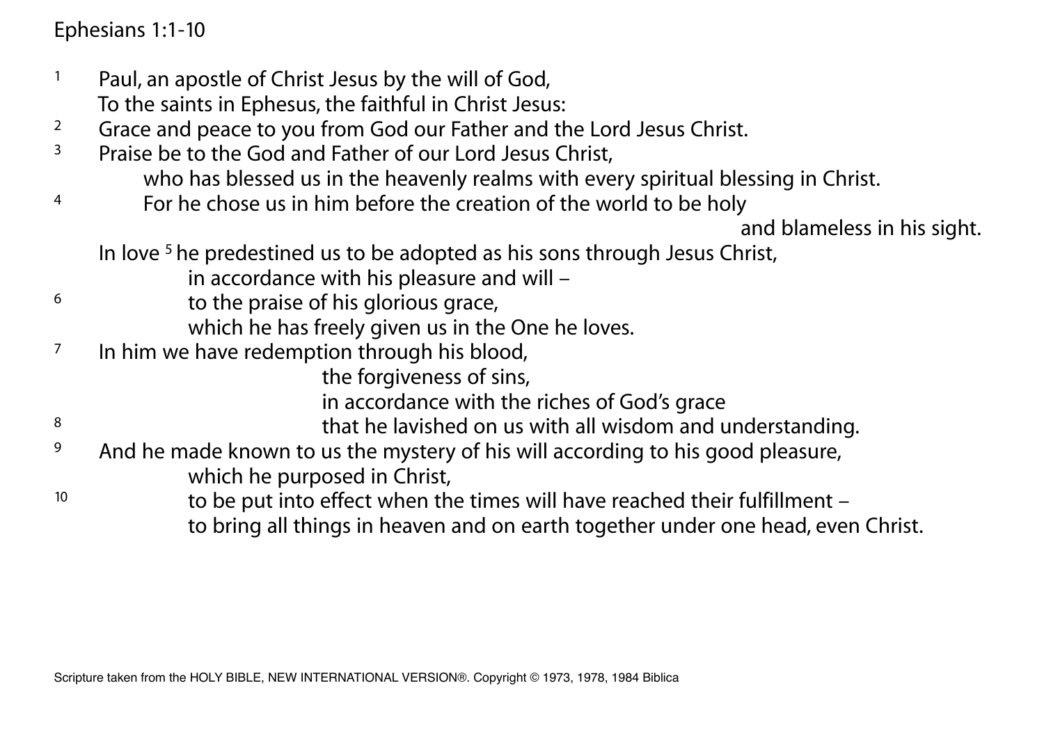# Ephesians 1:1-10

[1] Paul, an apostle of Christ Jesus by the will of God,
To the saints in Ephesus, the faithful in Christ Jesus:
[2] Grace and peace to you from God our Father and the Lord Jesus Christ.
[3] Praise be to the God and Father of our Lord Jesus Christ,
who has blessed us in the heavenly realms with every spiritual blessing in Christ.
[4] For he chose us in him before the creation of the world to be holy
and blameless in his sight.
In love [5] he predestined us to be adopted as his sons through Jesus Christ,
in accordance with his pleasure and will –
[6] to the praise of his glorious grace,
which he has freely given us in the One he loves.
[7] In him we have redemption through his blood,
the forgiveness of sins,
in accordance with the riches of God's grace
[8] that he lavished on us with all wisdom and understanding.
[9] And he made known to us the mystery of his will according to his good pleasure,
which he purposed in Christ,
[10] to be put into effect when the times will have reached their fulfillment –
to bring all things in heaven and on earth together under one head, even Christ.

Scripture taken from the HOLY BIBLE, NEW INTERNATIONAL VERSION®. Copyright © 1973, 1978, 1984 Biblica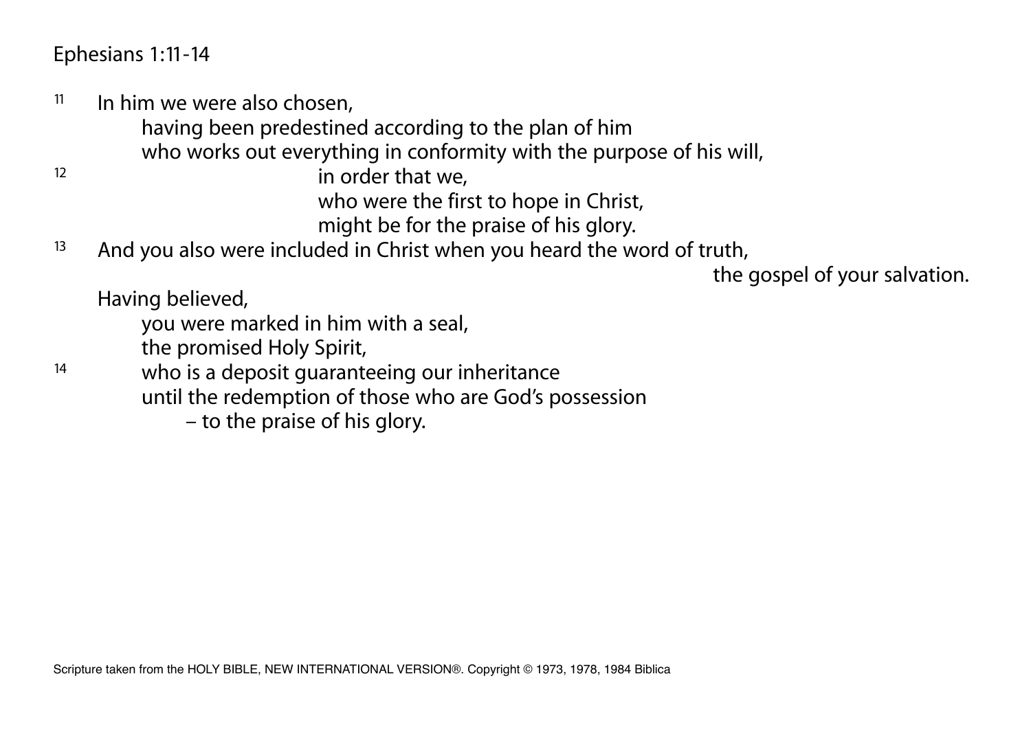Ephesians 1:11-14

11 In him we were also chosen,
having been predestined according to the plan of him
who works out everything in conformity with the purpose of his will,
12 in order that we,
who were the first to hope in Christ,
might be for the praise of his glory.
13 And you also were included in Christ when you heard the word of truth,
the gospel of your salvation.
Having believed,
you were marked in him with a seal,
the promised Holy Spirit,
14 who is a deposit guaranteeing our inheritance
until the redemption of those who are God's possession
– to the praise of his glory.

Scripture taken from the HOLY BIBLE, NEW INTERNATIONAL VERSION®. Copyright © 1973, 1978, 1984 Biblica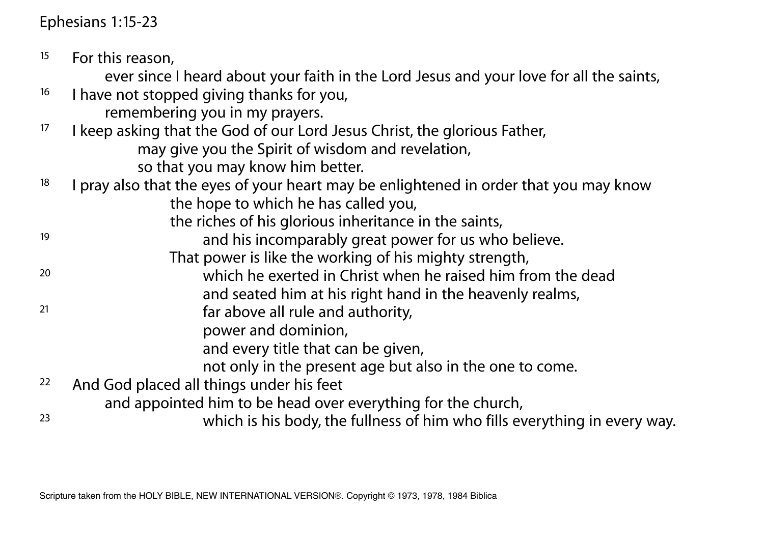Ephesians 1:15-23

15 For this reason,
ever since I heard about your faith in the Lord Jesus and your love for all the saints,
16 I have not stopped giving thanks for you,
remembering you in my prayers.
17 I keep asking that the God of our Lord Jesus Christ, the glorious Father,
may give you the Spirit of wisdom and revelation,
so that you may know him better.
18 I pray also that the eyes of your heart may be enlightened in order that you may know
the hope to which he has called you,
the riches of his glorious inheritance in the saints,
19 and his incomparably great power for us who believe.
That power is like the working of his mighty strength,
20 which he exerted in Christ when he raised him from the dead
and seated him at his right hand in the heavenly realms,
21 far above all rule and authority,
power and dominion,
and every title that can be given,
not only in the present age but also in the one to come.
22 And God placed all things under his feet
and appointed him to be head over everything for the church,
23 which is his body, the fullness of him who fills everything in every way.

Scripture taken from the HOLY BIBLE, NEW INTERNATIONAL VERSION®. Copyright © 1973, 1978, 1984 Biblica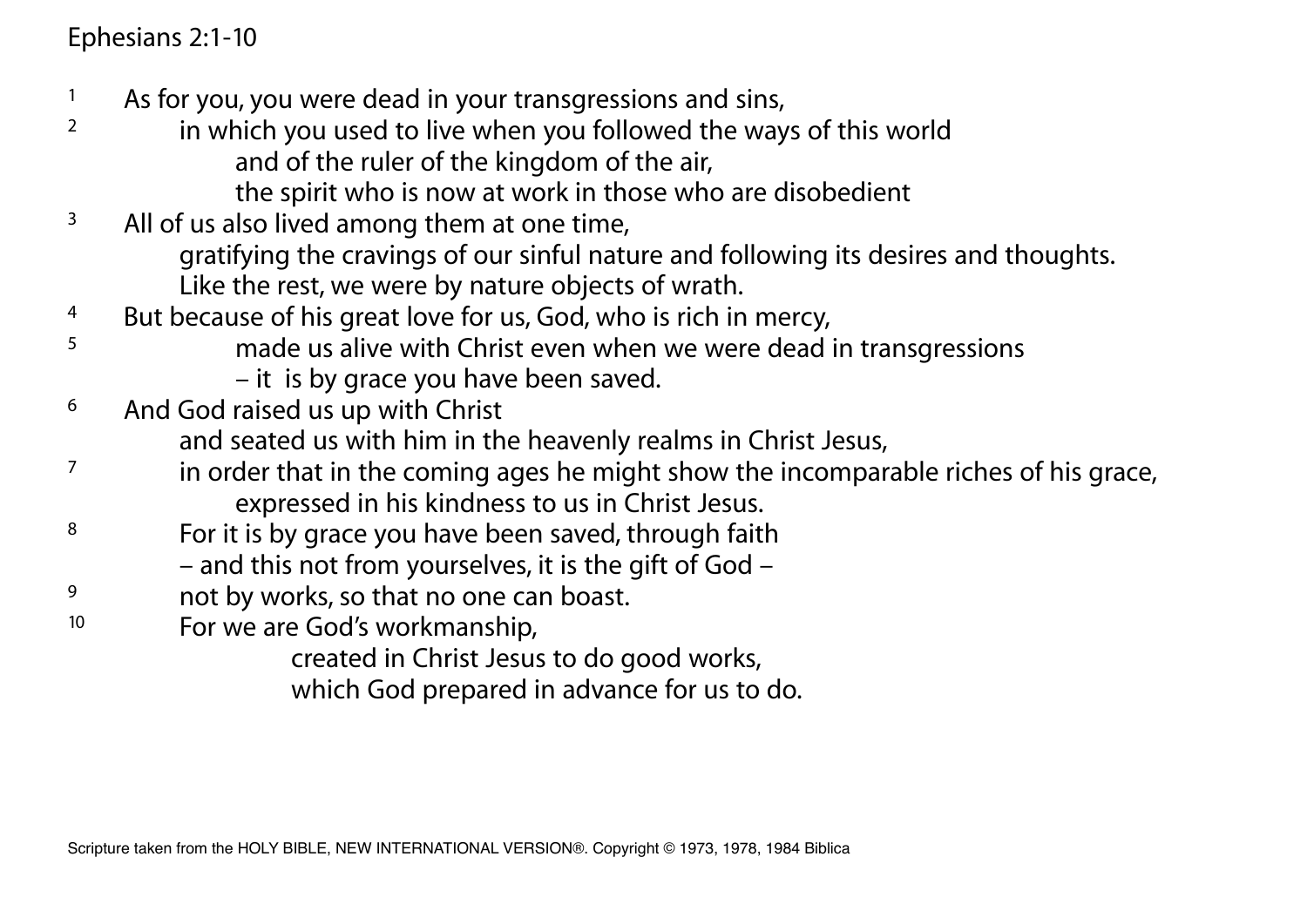Ephesians 2:1-10

1 As for you, you were dead in your transgressions and sins,
2 in which you used to live when you followed the ways of this world
and of the ruler of the kingdom of the air,
the spirit who is now at work in those who are disobedient
3 All of us also lived among them at one time,
gratifying the cravings of our sinful nature and following its desires and thoughts.
Like the rest, we were by nature objects of wrath.
4 But because of his great love for us, God, who is rich in mercy,
5 made us alive with Christ even when we were dead in transgressions
– it is by grace you have been saved.
6 And God raised us up with Christ
and seated us with him in the heavenly realms in Christ Jesus,
7 in order that in the coming ages he might show the incomparable riches of his grace,
expressed in his kindness to us in Christ Jesus.
8 For it is by grace you have been saved, through faith
– and this not from yourselves, it is the gift of God –
9 not by works, so that no one can boast.
10 For we are God's workmanship,
created in Christ Jesus to do good works,
which God prepared in advance for us to do.

Scripture taken from the HOLY BIBLE, NEW INTERNATIONAL VERSION®. Copyright © 1973, 1978, 1984 Biblica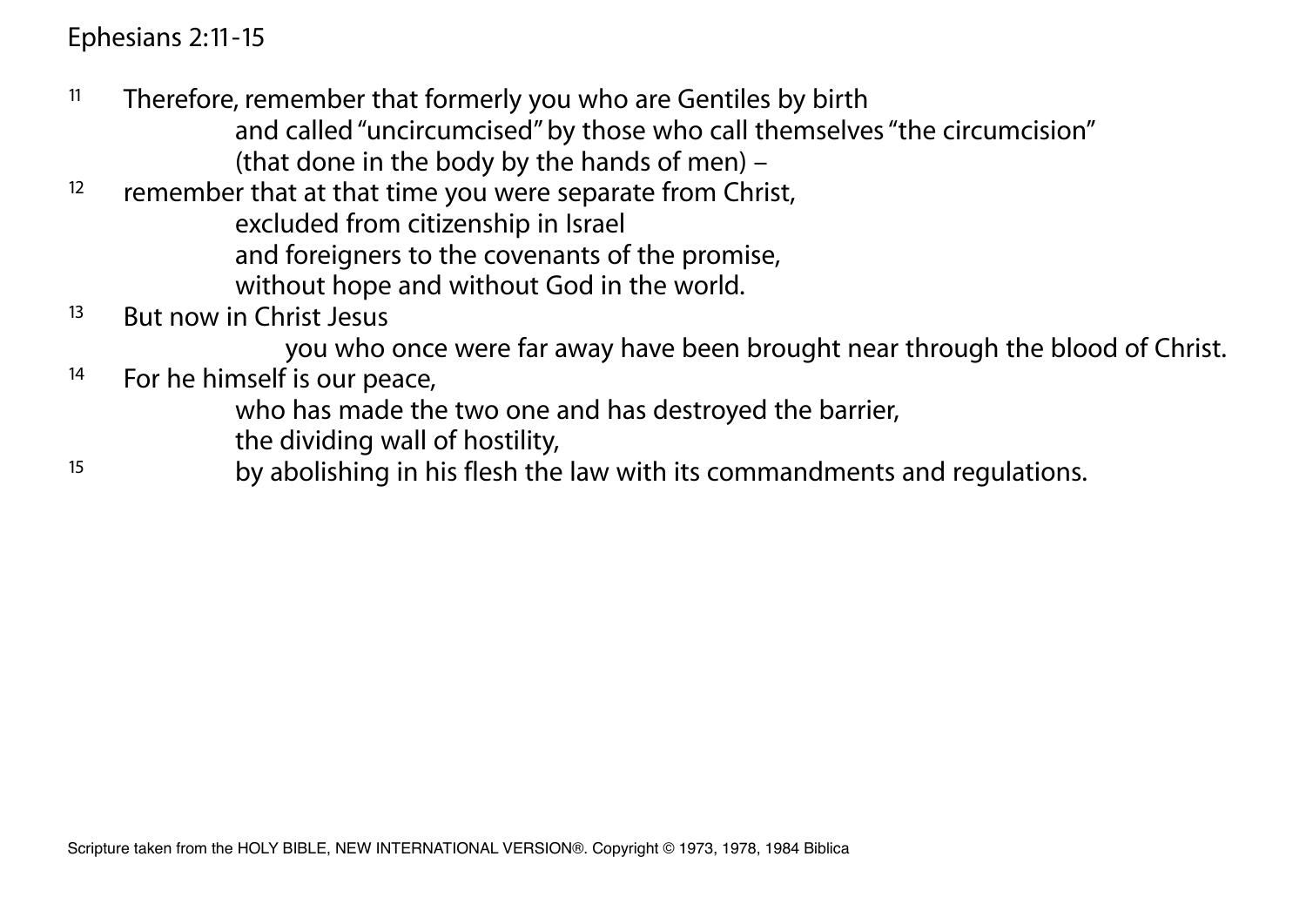Ephesians 2:11-15

[11] Therefore, remember that formerly you who are Gentiles by birth
and called "uncircumcised" by those who call themselves "the circumcision"
(that done in the body by the hands of men) –
[12] remember that at that time you were separate from Christ,
excluded from citizenship in Israel
and foreigners to the covenants of the promise,
without hope and without God in the world.
[13] But now in Christ Jesus
you who once were far away have been brought near through the blood of Christ.
[14] For he himself is our peace,
who has made the two one and has destroyed the barrier,
the dividing wall of hostility,
[15] by abolishing in his flesh the law with its commandments and regulations.

Scripture taken from the HOLY BIBLE, NEW INTERNATIONAL VERSION®. Copyright © 1973, 1978, 1984 Biblica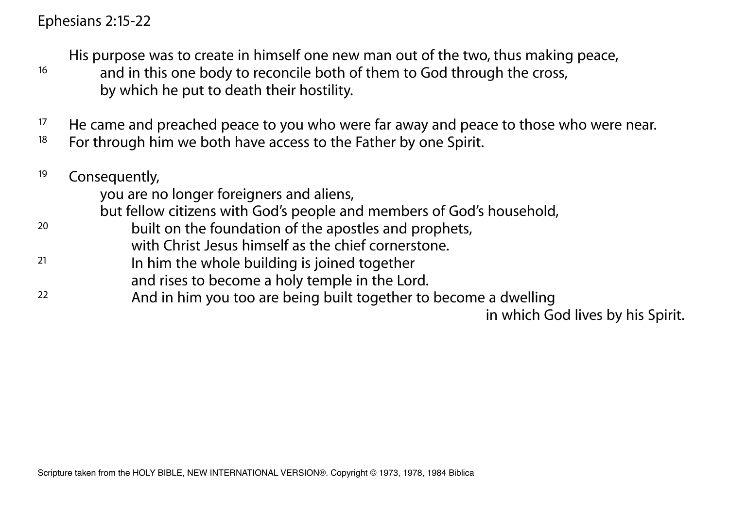Ephesians 2:15-22

His purpose was to create in himself one new man out of the two, thus making peace,

16 and in this one body to reconcile both of them to God through the cross,
by which he put to death their hostility.

17 He came and preached peace to you who were far away and peace to those who were near.
18 For through him we both have access to the Father by one Spirit.

19 Consequently,
you are no longer foreigners and aliens,
but fellow citizens with God's people and members of God's household,
20 built on the foundation of the apostles and prophets,
with Christ Jesus himself as the chief cornerstone.
21 In him the whole building is joined together
and rises to become a holy temple in the Lord.
22 And in him you too are being built together to become a dwelling
in which God lives by his Spirit.

Scripture taken from the HOLY BIBLE, NEW INTERNATIONAL VERSION®. Copyright © 1973, 1978, 1984 Biblica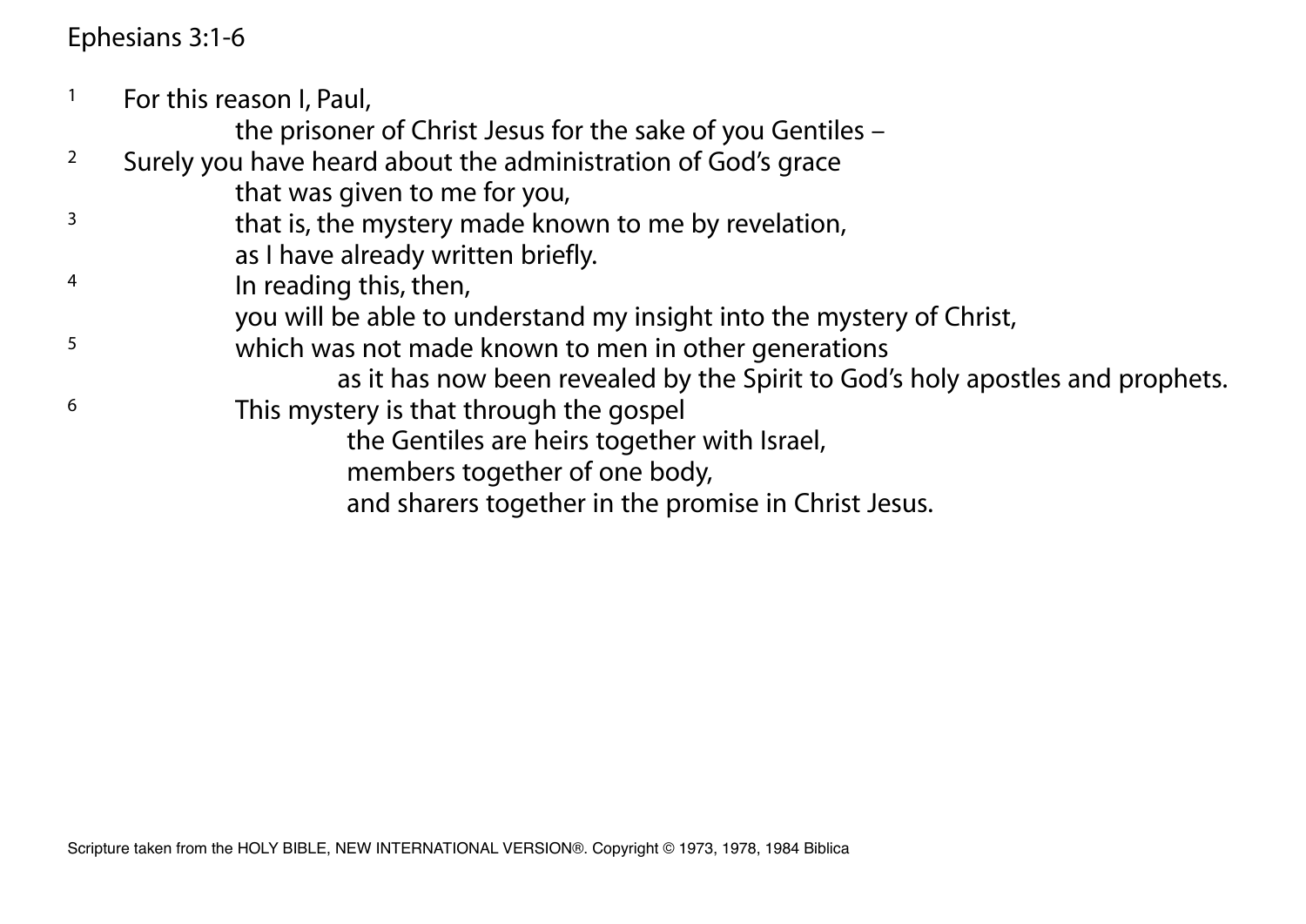Ephesians 3:1-6

1 For this reason I, Paul,
    the prisoner of Christ Jesus for the sake of you Gentiles –
2 Surely you have heard about the administration of God's grace
    that was given to me for you,
3   that is, the mystery made known to me by revelation,
    as I have already written briefly.
4   In reading this, then,
    you will be able to understand my insight into the mystery of Christ,
5   which was not made known to men in other generations
        as it has now been revealed by the Spirit to God's holy apostles and prophets.
6   This mystery is that through the gospel
        the Gentiles are heirs together with Israel,
        members together of one body,
        and sharers together in the promise in Christ Jesus.

Scripture taken from the HOLY BIBLE, NEW INTERNATIONAL VERSION®. Copyright © 1973, 1978, 1984 Biblica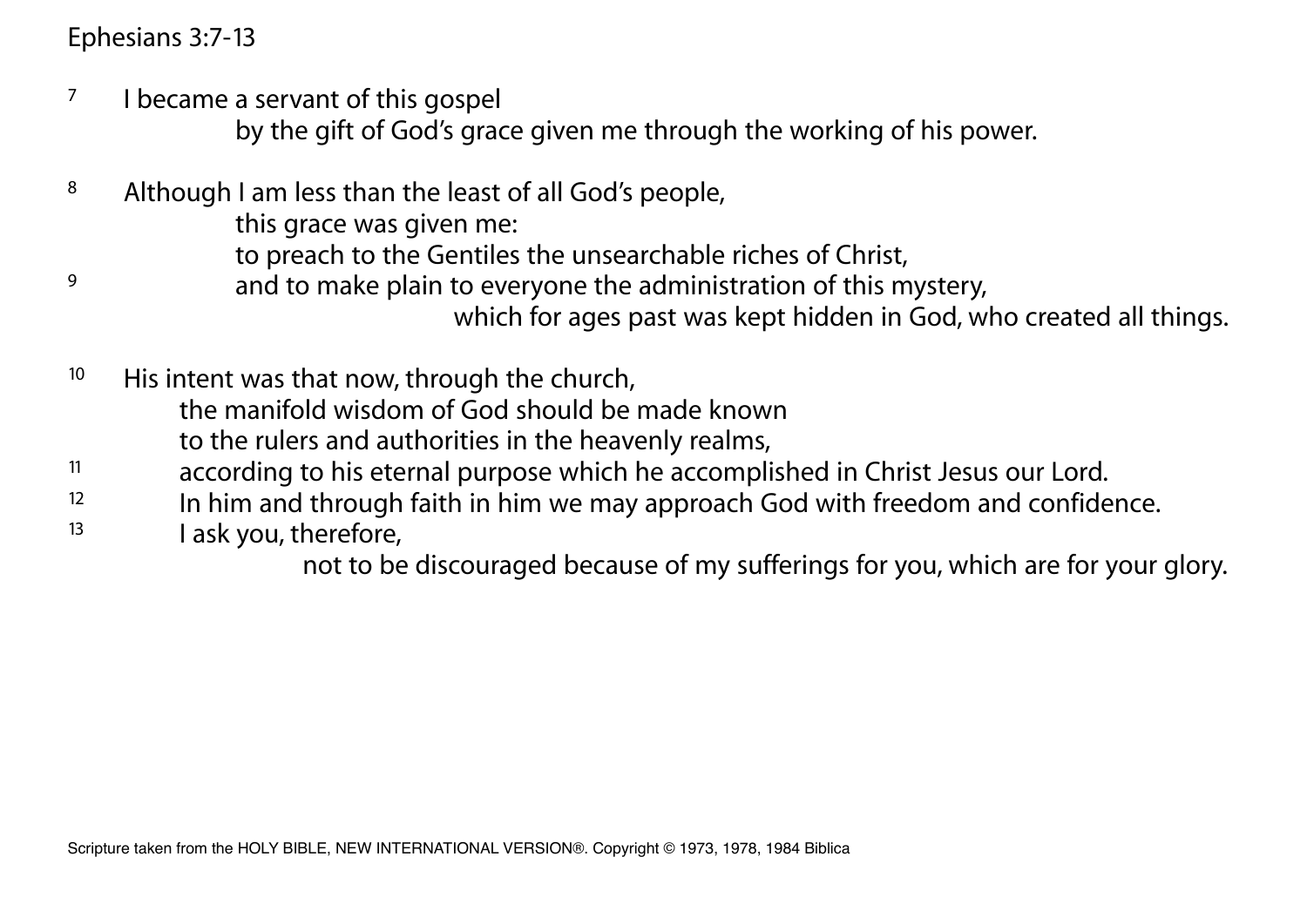Ephesians 3:7-13

7 I became a servant of this gospel
by the gift of God's grace given me through the working of his power.

8 Although I am less than the least of all God's people,
this grace was given me:
to preach to the Gentiles the unsearchable riches of Christ,
9 and to make plain to everyone the administration of this mystery,
which for ages past was kept hidden in God, who created all things.

10 His intent was that now, through the church,
the manifold wisdom of God should be made known
to the rulers and authorities in the heavenly realms,
11 according to his eternal purpose which he accomplished in Christ Jesus our Lord.
12 In him and through faith in him we may approach God with freedom and confidence.
13 I ask you, therefore,
not to be discouraged because of my sufferings for you, which are for your glory.

Scripture taken from the HOLY BIBLE, NEW INTERNATIONAL VERSION®. Copyright © 1973, 1978, 1984 Biblica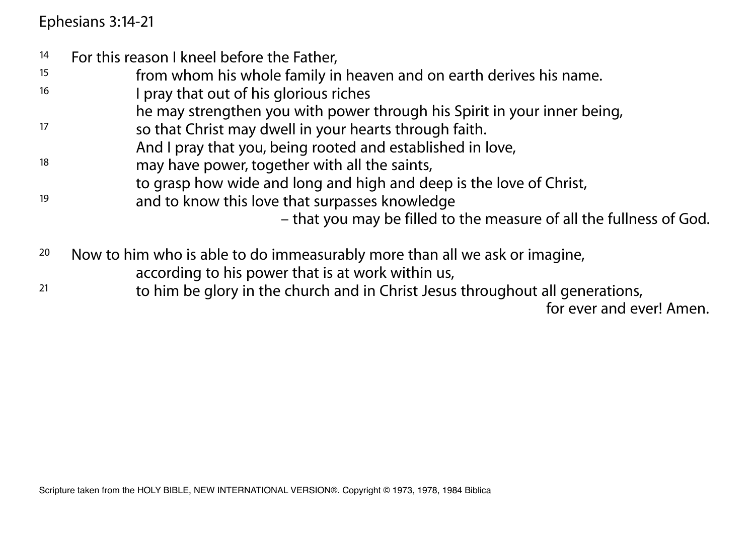Ephesians 3:14-21

[14] For this reason I kneel before the Father,
[15] from whom his whole family in heaven and on earth derives his name.
[16] I pray that out of his glorious riches
he may strengthen you with power through his Spirit in your inner being,
[17] so that Christ may dwell in your hearts through faith.
And I pray that you, being rooted and established in love,
[18] may have power, together with all the saints,
to grasp how wide and long and high and deep is the love of Christ,
[19] and to know this love that surpasses knowledge
– that you may be filled to the measure of all the fullness of God.

[20] Now to him who is able to do immeasurably more than all we ask or imagine,
according to his power that is at work within us,
[21] to him be glory in the church and in Christ Jesus throughout all generations,
for ever and ever! Amen.

Scripture taken from the HOLY BIBLE, NEW INTERNATIONAL VERSION®. Copyright © 1973, 1978, 1984 Biblica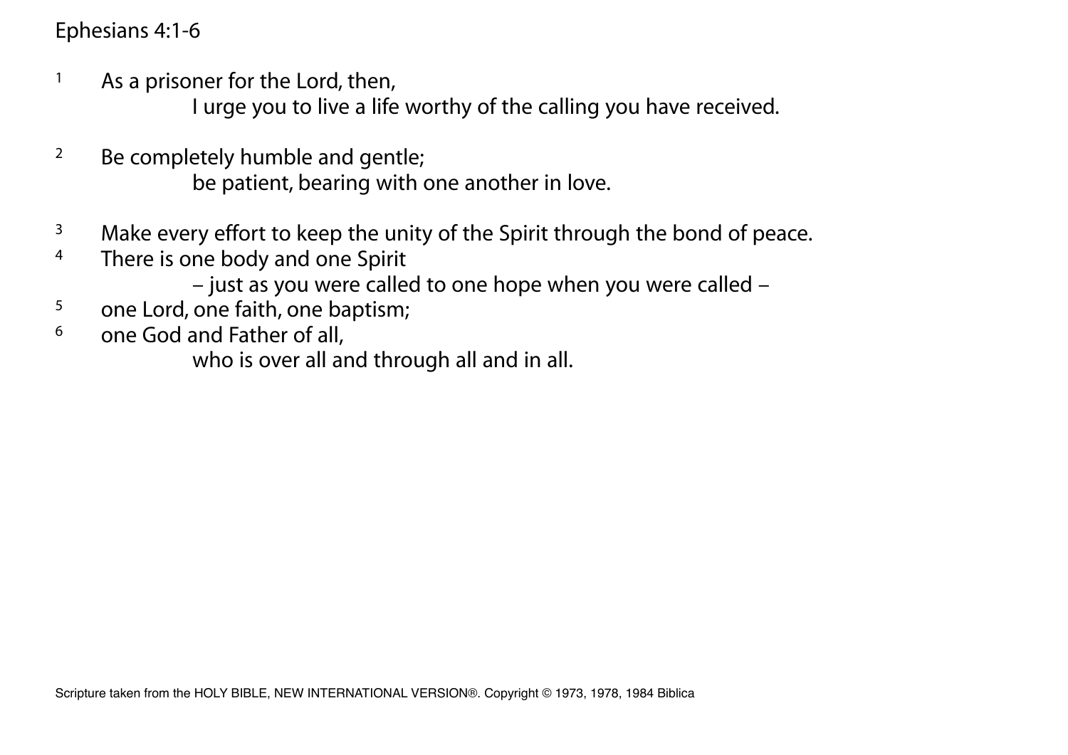Ephesians 4:1-6

[1] As a prisoner for the Lord, then,
I urge you to live a life worthy of the calling you have received.

[2] Be completely humble and gentle;
be patient, bearing with one another in love.

[3] Make every effort to keep the unity of the Spirit through the bond of peace.
[4] There is one body and one Spirit
– just as you were called to one hope when you were called –
[5] one Lord, one faith, one baptism;
[6] one God and Father of all,
who is over all and through all and in all.

Scripture taken from the HOLY BIBLE, NEW INTERNATIONAL VERSION®. Copyright © 1973, 1978, 1984 Biblica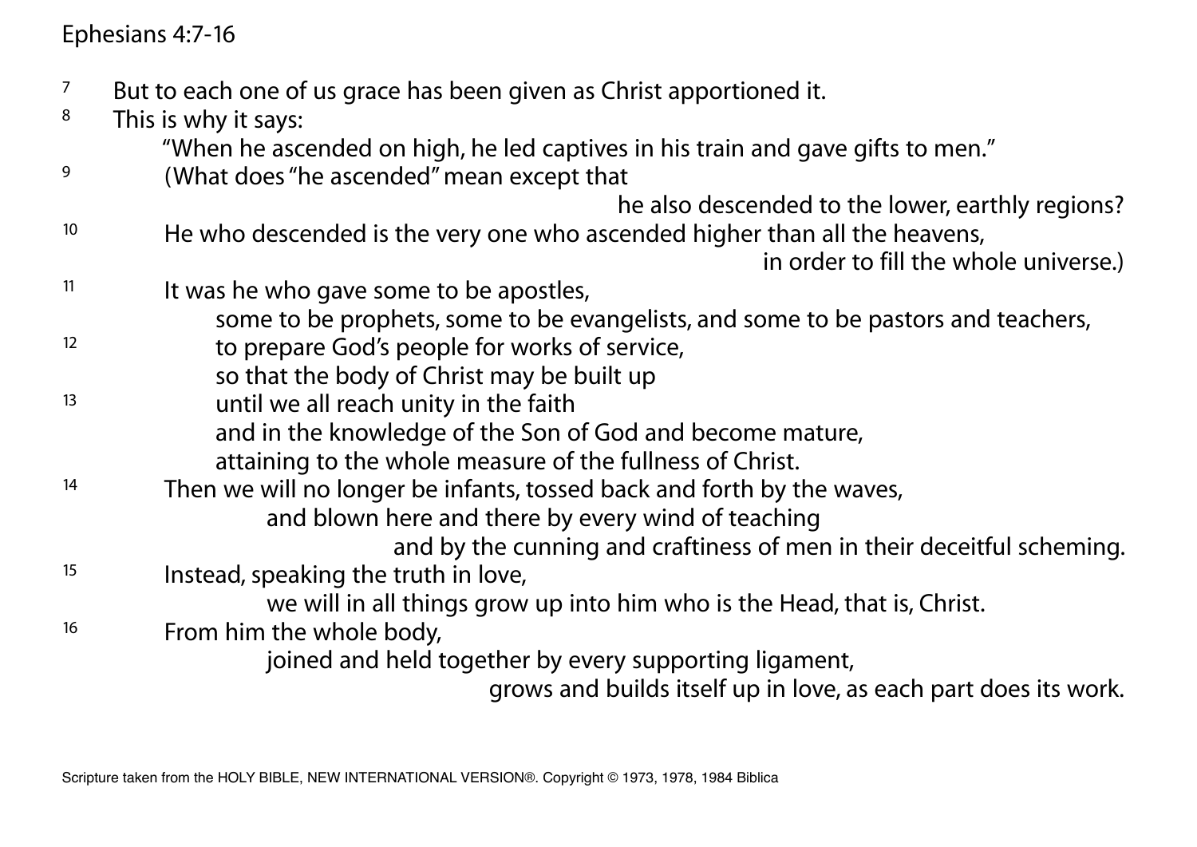Ephesians 4:7-16

[7] But to each one of us grace has been given as Christ apportioned it.

[8] This is why it says:

"When he ascended on high, he led captives in his train and gave gifts to men."

[9] (What does "he ascended" mean except that
he also descended to the lower, earthly regions?

[10] He who descended is the very one who ascended higher than all the heavens,
in order to fill the whole universe.)

[11] It was he who gave some to be apostles,
some to be prophets, some to be evangelists, and some to be pastors and teachers,

[12] to prepare God's people for works of service,
so that the body of Christ may be built up

[13] until we all reach unity in the faith
and in the knowledge of the Son of God and become mature,
attaining to the whole measure of the fullness of Christ.

[14] Then we will no longer be infants, tossed back and forth by the waves,
and blown here and there by every wind of teaching
and by the cunning and craftiness of men in their deceitful scheming.

[15] Instead, speaking the truth in love,
we will in all things grow up into him who is the Head, that is, Christ.

[16] From him the whole body,
joined and held together by every supporting ligament,
grows and builds itself up in love, as each part does its work.

Scripture taken from the HOLY BIBLE, NEW INTERNATIONAL VERSION®. Copyright © 1973, 1978, 1984 Biblica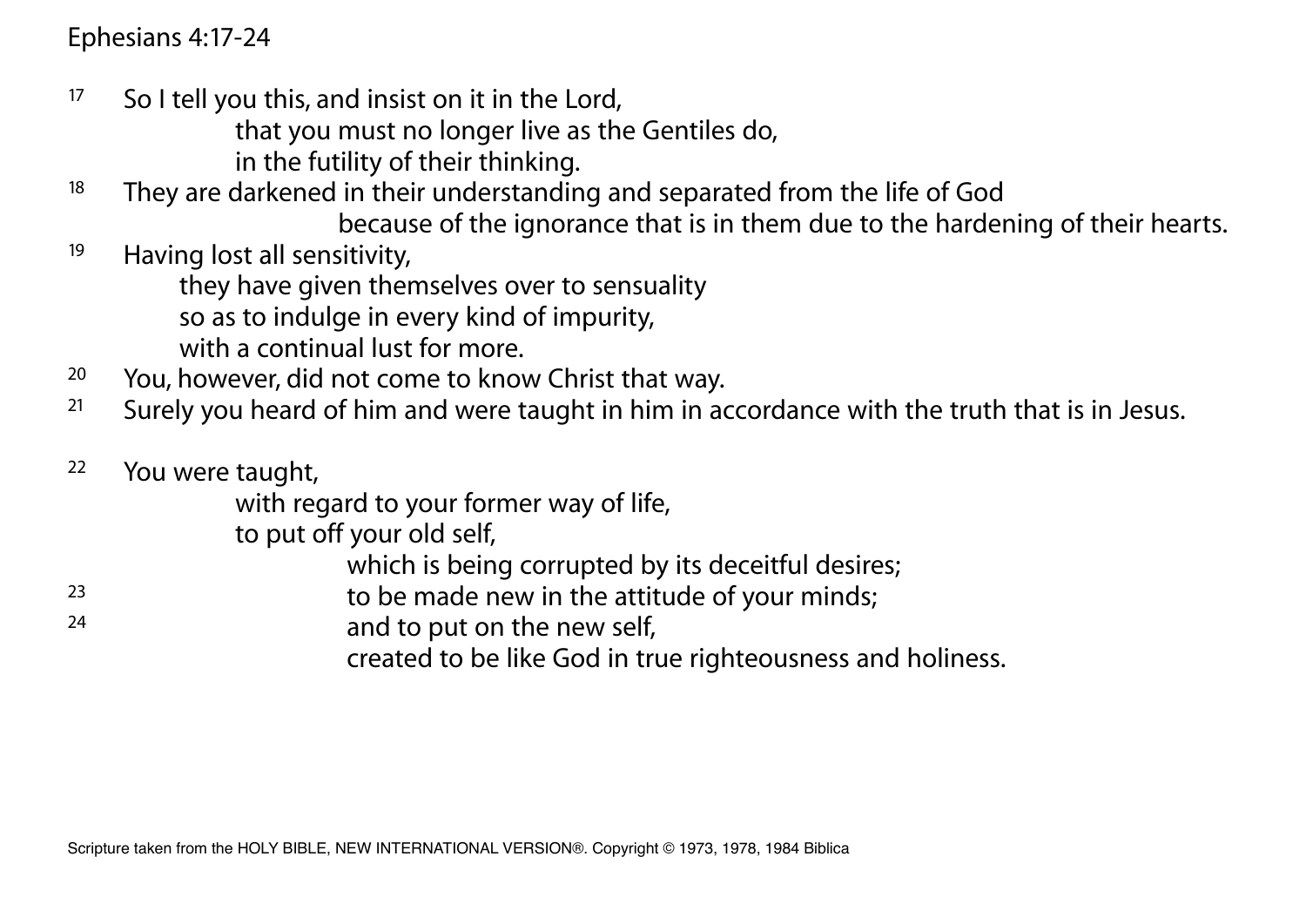Ephesians 4:17-24

[17] So I tell you this, and insist on it in the Lord,
that you must no longer live as the Gentiles do,
in the futility of their thinking.
[18] They are darkened in their understanding and separated from the life of God
because of the ignorance that is in them due to the hardening of their hearts.
[19] Having lost all sensitivity,
they have given themselves over to sensuality
so as to indulge in every kind of impurity,
with a continual lust for more.
[20] You, however, did not come to know Christ that way.
[21] Surely you heard of him and were taught in him in accordance with the truth that is in Jesus.

[22] You were taught,
with regard to your former way of life,
to put off your old self,
which is being corrupted by its deceitful desires;
[23] to be made new in the attitude of your minds;
[24] and to put on the new self,
created to be like God in true righteousness and holiness.

Scripture taken from the HOLY BIBLE, NEW INTERNATIONAL VERSION®. Copyright © 1973, 1978, 1984 Biblica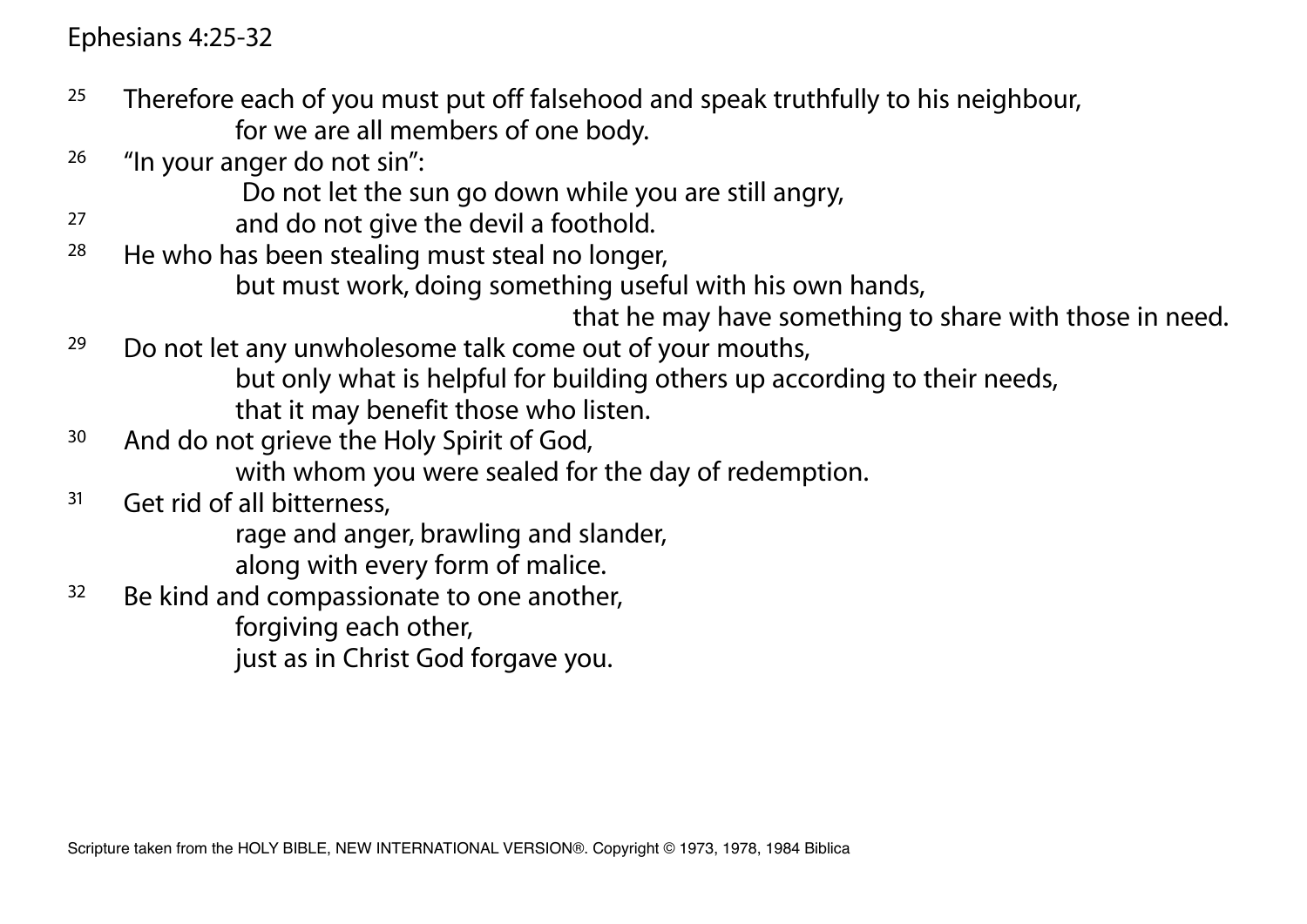Ephesians 4:25-32

[25] Therefore each of you must put off falsehood and speak truthfully to his neighbour,
for we are all members of one body.

[26] "In your anger do not sin":
Do not let the sun go down while you are still angry,

[27] and do not give the devil a foothold.

[28] He who has been stealing must steal no longer,
but must work, doing something useful with his own hands,
that he may have something to share with those in need.

[29] Do not let any unwholesome talk come out of your mouths,
but only what is helpful for building others up according to their needs,
that it may benefit those who listen.

[30] And do not grieve the Holy Spirit of God,
with whom you were sealed for the day of redemption.

[31] Get rid of all bitterness,
rage and anger, brawling and slander,
along with every form of malice.

[32] Be kind and compassionate to one another,
forgiving each other,
just as in Christ God forgave you.

Scripture taken from the HOLY BIBLE, NEW INTERNATIONAL VERSION®. Copyright © 1973, 1978, 1984 Biblica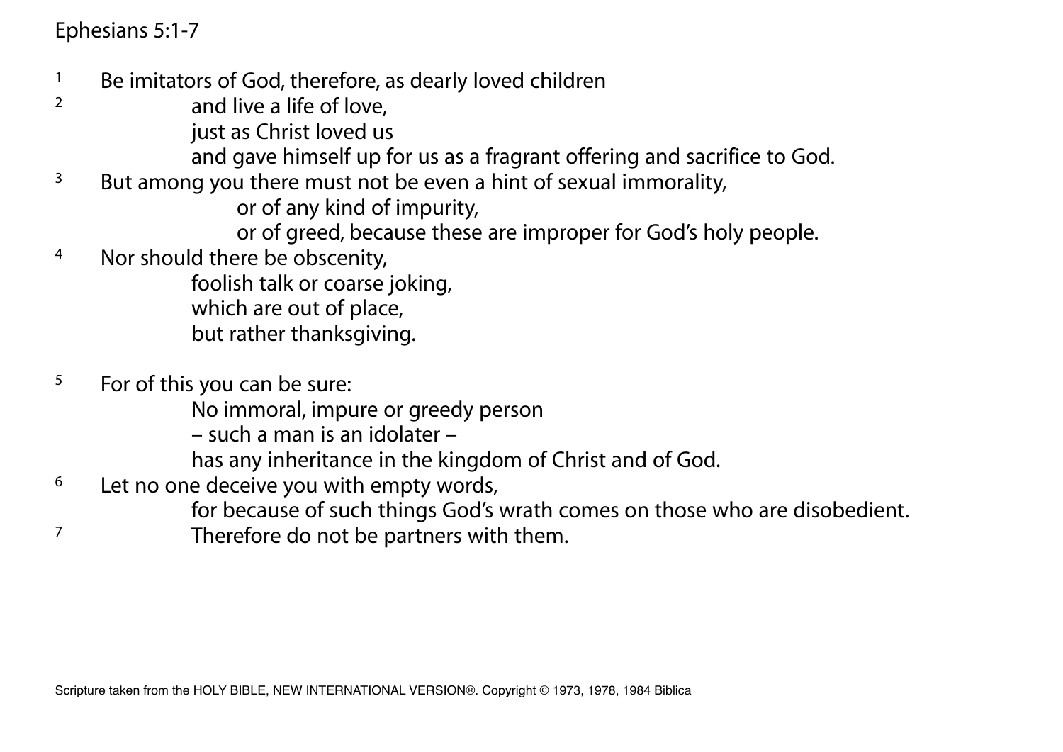Ephesians 5:1-7

[1] Be imitators of God, therefore, as dearly loved children
[2] and live a life of love,
just as Christ loved us
and gave himself up for us as a fragrant offering and sacrifice to God.
[3] But among you there must not be even a hint of sexual immorality,
or of any kind of impurity,
or of greed, because these are improper for God's holy people.
[4] Nor should there be obscenity,
foolish talk or coarse joking,
which are out of place,
but rather thanksgiving.

[5] For of this you can be sure:
No immoral, impure or greedy person
– such a man is an idolater –
has any inheritance in the kingdom of Christ and of God.
[6] Let no one deceive you with empty words,
for because of such things God's wrath comes on those who are disobedient.
[7] Therefore do not be partners with them.

Scripture taken from the HOLY BIBLE, NEW INTERNATIONAL VERSION®. Copyright © 1973, 1978, 1984 Biblica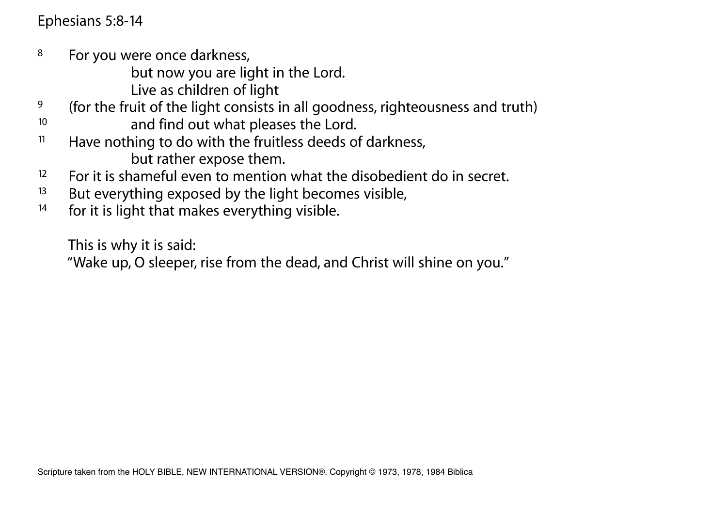Ephesians 5:8-14

[8] For you were once darkness,
but now you are light in the Lord.
Live as children of light
[9] (for the fruit of the light consists in all goodness, righteousness and truth)
[10] and find out what pleases the Lord.
[11] Have nothing to do with the fruitless deeds of darkness,
but rather expose them.
[12] For it is shameful even to mention what the disobedient do in secret.
[13] But everything exposed by the light becomes visible,
[14] for it is light that makes everything visible.

This is why it is said:
"Wake up, O sleeper, rise from the dead, and Christ will shine on you."

Scripture taken from the HOLY BIBLE, NEW INTERNATIONAL VERSION®. Copyright © 1973, 1978, 1984 Biblica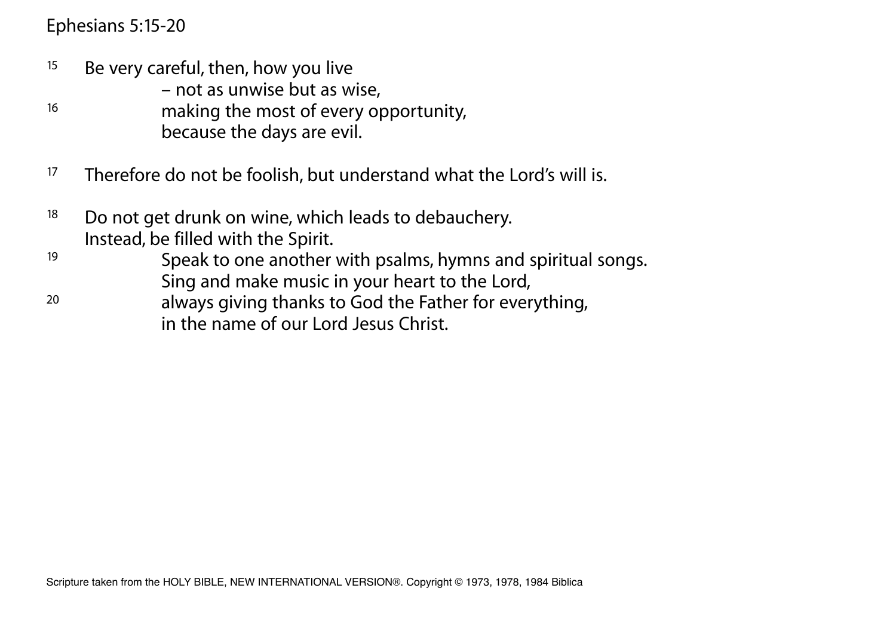Ephesians 5:15-20

15 Be very careful, then, how you live
    – not as unwise but as wise,
16  making the most of every opportunity,
    because the days are evil.

17 Therefore do not be foolish, but understand what the Lord's will is.

18 Do not get drunk on wine, which leads to debauchery.
Instead, be filled with the Spirit.
19  Speak to one another with psalms, hymns and spiritual songs.
    Sing and make music in your heart to the Lord,
20  always giving thanks to God the Father for everything,
    in the name of our Lord Jesus Christ.

Scripture taken from the HOLY BIBLE, NEW INTERNATIONAL VERSION®. Copyright © 1973, 1978, 1984 Biblica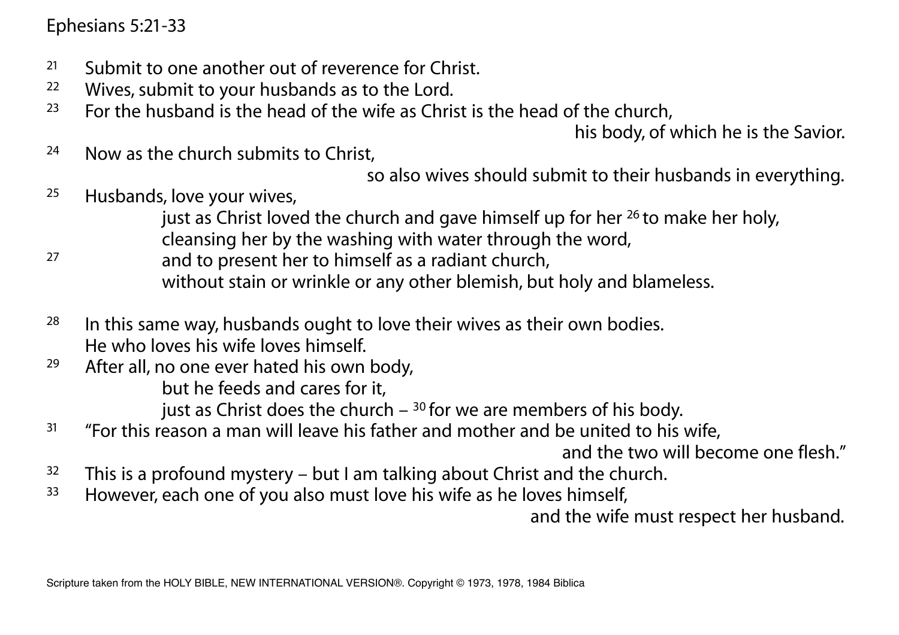Ephesians 5:21-33

21 Submit to one another out of reverence for Christ.
22 Wives, submit to your husbands as to the Lord.
23 For the husband is the head of the wife as Christ is the head of the church,
his body, of which he is the Savior.
24 Now as the church submits to Christ,
so also wives should submit to their husbands in everything.
25 Husbands, love your wives,
just as Christ loved the church and gave himself up for her 26 to make her holy,
cleansing her by the washing with water through the word,
27 and to present her to himself as a radiant church,
without stain or wrinkle or any other blemish, but holy and blameless.

28 In this same way, husbands ought to love their wives as their own bodies.
He who loves his wife loves himself.
29 After all, no one ever hated his own body,
but he feeds and cares for it,
just as Christ does the church – 30 for we are members of his body.
31 "For this reason a man will leave his father and mother and be united to his wife,
and the two will become one flesh."
32 This is a profound mystery – but I am talking about Christ and the church.
33 However, each one of you also must love his wife as he loves himself,
and the wife must respect her husband.

Scripture taken from the HOLY BIBLE, NEW INTERNATIONAL VERSION®. Copyright © 1973, 1978, 1984 Biblica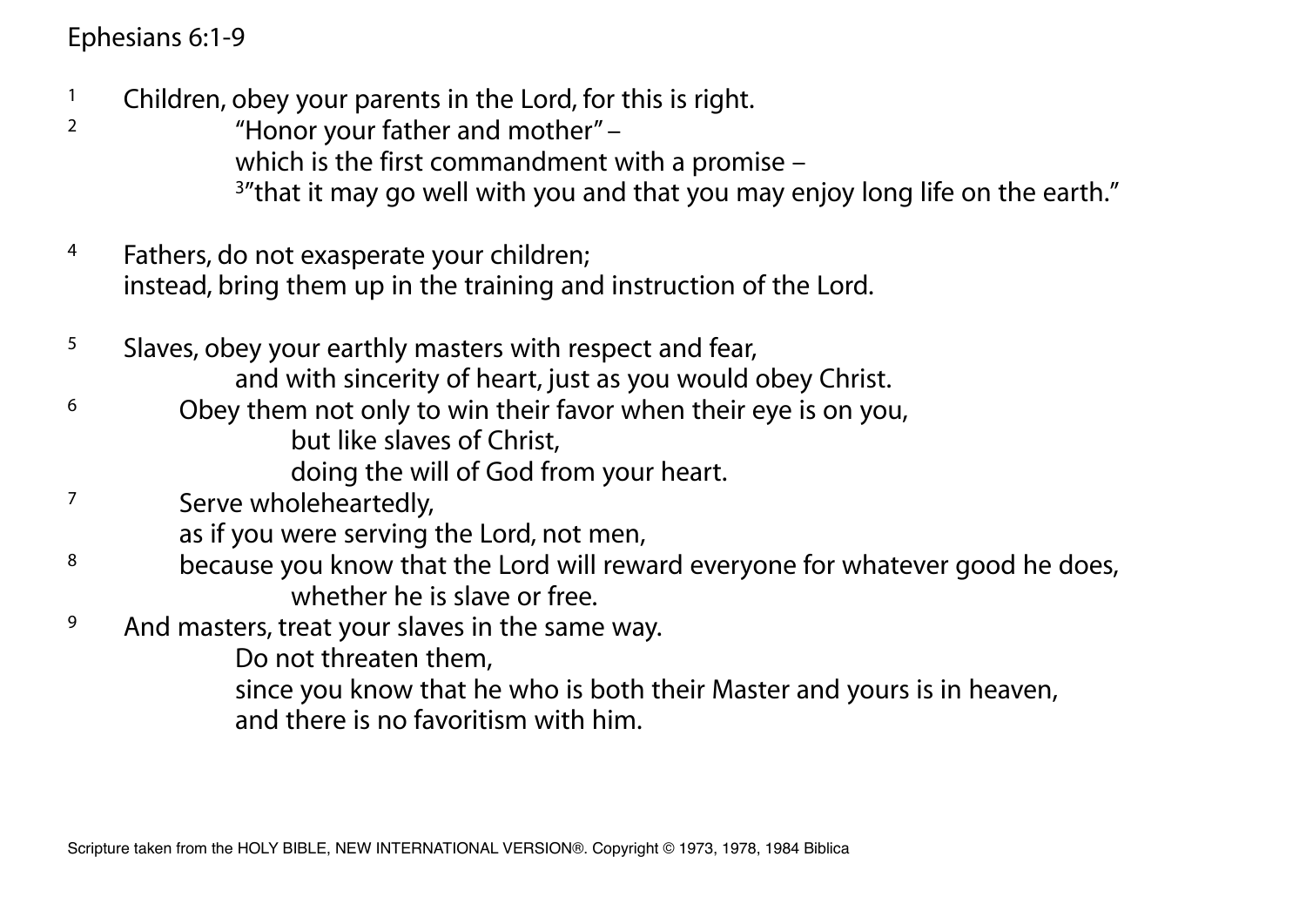Ephesians 6:1-9

[1] Children, obey your parents in the Lord, for this is right.
[2] "Honor your father and mother" –
which is the first commandment with a promise –
[3]"that it may go well with you and that you may enjoy long life on the earth."

[4] Fathers, do not exasperate your children;
instead, bring them up in the training and instruction of the Lord.

[5] Slaves, obey your earthly masters with respect and fear,
and with sincerity of heart, just as you would obey Christ.
[6] Obey them not only to win their favor when their eye is on you,
but like slaves of Christ,
doing the will of God from your heart.
[7] Serve wholeheartedly,
as if you were serving the Lord, not men,
[8] because you know that the Lord will reward everyone for whatever good he does,
whether he is slave or free.
[9] And masters, treat your slaves in the same way.
Do not threaten them,
since you know that he who is both their Master and yours is in heaven,
and there is no favoritism with him.

Scripture taken from the HOLY BIBLE, NEW INTERNATIONAL VERSION®. Copyright © 1973, 1978, 1984 Biblica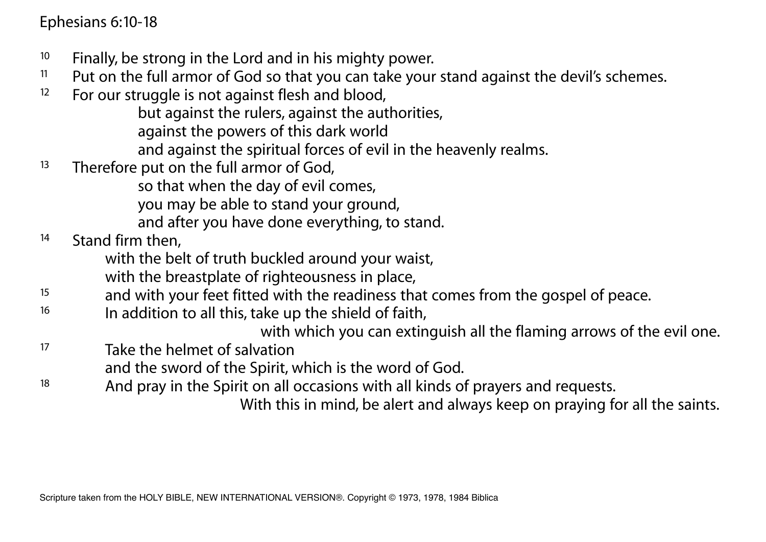# Ephesians 6:10-18

10 Finally, be strong in the Lord and in his mighty power.
11 Put on the full armor of God so that you can take your stand against the devil's schemes.
12 For our struggle is not against flesh and blood,
 but against the rulers, against the authorities,
 against the powers of this dark world
 and against the spiritual forces of evil in the heavenly realms.
13 Therefore put on the full armor of God,
 so that when the day of evil comes,
 you may be able to stand your ground,
 and after you have done everything, to stand.
14 Stand firm then,
 with the belt of truth buckled around your waist,
 with the breastplate of righteousness in place,
15 and with your feet fitted with the readiness that comes from the gospel of peace.
16 In addition to all this, take up the shield of faith,
 with which you can extinguish all the flaming arrows of the evil one.
17 Take the helmet of salvation
 and the sword of the Spirit, which is the word of God.
18 And pray in the Spirit on all occasions with all kinds of prayers and requests.
 With this in mind, be alert and always keep on praying for all the saints.

Scripture taken from the HOLY BIBLE, NEW INTERNATIONAL VERSION®. Copyright © 1973, 1978, 1984 Biblica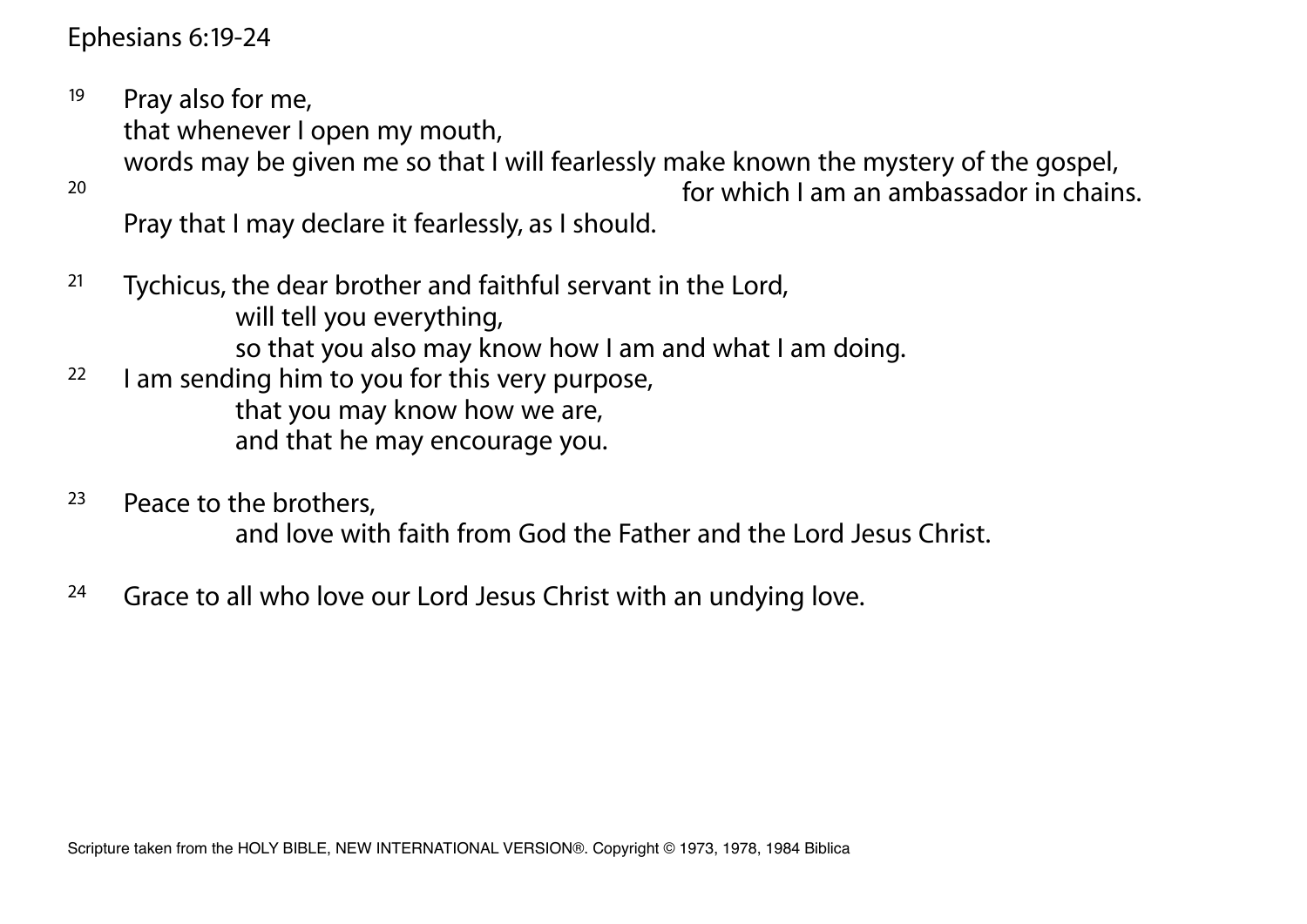Ephesians 6:19-24

19 Pray also for me,
that whenever I open my mouth,
words may be given me so that I will fearlessly make known the mystery of the gospel,
20 for which I am an ambassador in chains.
Pray that I may declare it fearlessly, as I should.

21 Tychicus, the dear brother and faithful servant in the Lord,
will tell you everything,
so that you also may know how I am and what I am doing.
22 I am sending him to you for this very purpose,
that you may know how we are,
and that he may encourage you.

23 Peace to the brothers,
and love with faith from God the Father and the Lord Jesus Christ.

24 Grace to all who love our Lord Jesus Christ with an undying love.

Scripture taken from the HOLY BIBLE, NEW INTERNATIONAL VERSION®. Copyright © 1973, 1978, 1984 Biblica